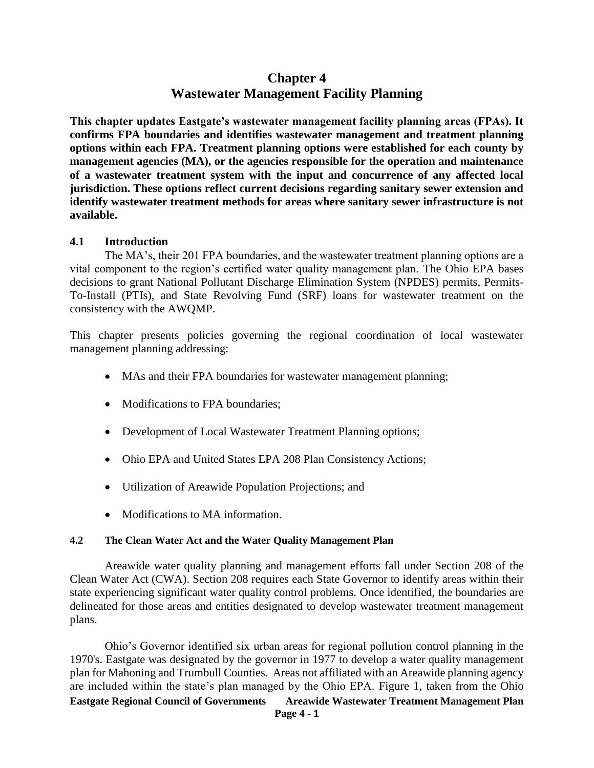# Chapter 4
# Wastewater Management Facility Planning

**This chapter updates Eastgate's wastewater management facility planning areas (FPAs). It confirms FPA boundaries and identifies wastewater management and treatment planning options within each FPA. Treatment planning options were established for each county by management agencies (MA), or the agencies responsible for the operation and maintenance of a wastewater treatment system with the input and concurrence of any affected local jurisdiction. These options reflect current decisions regarding sanitary sewer extension and identify wastewater treatment methods for areas where sanitary sewer infrastructure is not available.**

## 4.1 Introduction

The MA's, their 201 FPA boundaries, and the wastewater treatment planning options are a vital component to the region's certified water quality management plan. The Ohio EPA bases decisions to grant National Pollutant Discharge Elimination System (NPDES) permits, Permits-To-Install (PTIs), and State Revolving Fund (SRF) loans for wastewater treatment on the consistency with the AWQMP.

This chapter presents policies governing the regional coordination of local wastewater management planning addressing:

- MAs and their FPA boundaries for wastewater management planning;
- Modifications to FPA boundaries;
- Development of Local Wastewater Treatment Planning options;
- Ohio EPA and United States EPA 208 Plan Consistency Actions;
- Utilization of Areawide Population Projections; and
- Modifications to MA information.

### 4.2 The Clean Water Act and the Water Quality Management Plan

Areawide water quality planning and management efforts fall under Section 208 of the Clean Water Act (CWA). Section 208 requires each State Governor to identify areas within their state experiencing significant water quality control problems. Once identified, the boundaries are delineated for those areas and entities designated to develop wastewater treatment management plans.

Ohio's Governor identified six urban areas for regional pollution control planning in the 1970's. Eastgate was designated by the governor in 1977 to develop a water quality management plan for Mahoning and Trumbull Counties. Areas not affiliated with an Areawide planning agency are included within the state's plan managed by the Ohio EPA. Figure 1, taken from the Ohio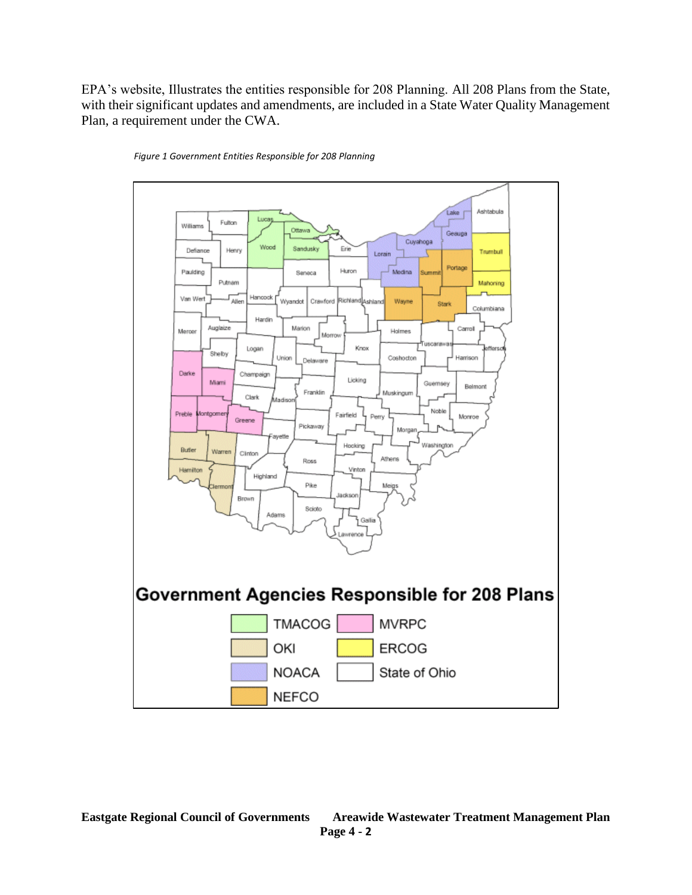EPA's website, Illustrates the entities responsible for 208 Planning. All 208 Plans from the State, with their significant updates and amendments, are included in a State Water Quality Management Plan, a requirement under the CWA.

*Figure 1 Government Entities Responsible for 208 Planning*

**Government Agencies Responsible for 208 Plans**

| Agency | Agency |
|---|---|
| TMACOG | MVRPC |
| OKI | ERCOG |
| NOACA | State of Ohio |
| NEFCO | |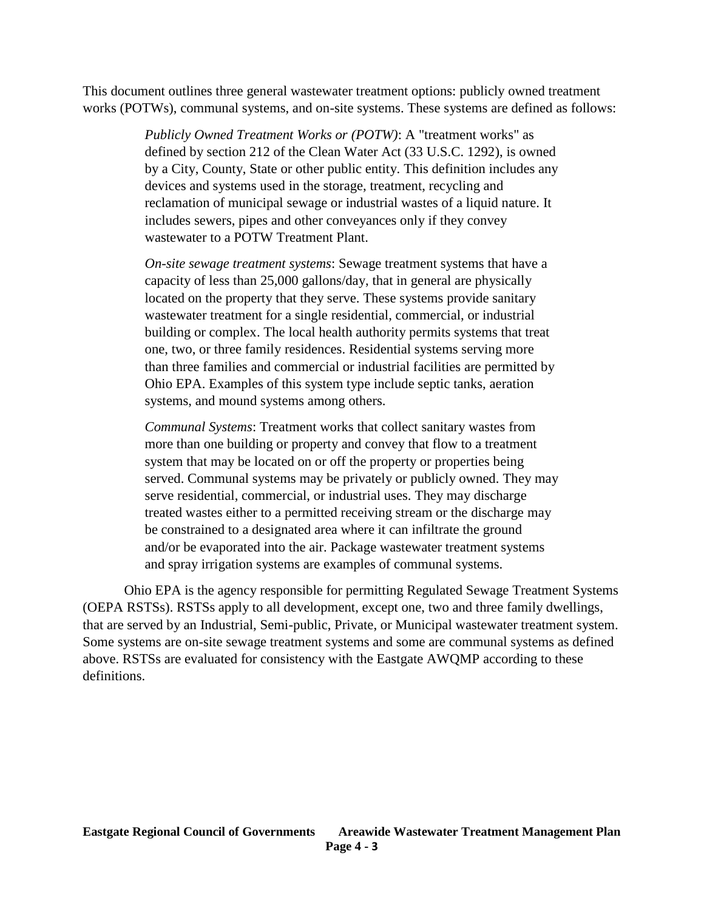This document outlines three general wastewater treatment options: publicly owned treatment works (POTWs), communal systems, and on-site systems. These systems are defined as follows:

> *Publicly Owned Treatment Works or (POTW)*: A "treatment works" as defined by section 212 of the Clean Water Act (33 U.S.C. 1292), is owned by a City, County, State or other public entity. This definition includes any devices and systems used in the storage, treatment, recycling and reclamation of municipal sewage or industrial wastes of a liquid nature. It includes sewers, pipes and other conveyances only if they convey wastewater to a POTW Treatment Plant.
>
> *On-site sewage treatment systems*: Sewage treatment systems that have a capacity of less than 25,000 gallons/day, that in general are physically located on the property that they serve. These systems provide sanitary wastewater treatment for a single residential, commercial, or industrial building or complex. The local health authority permits systems that treat one, two, or three family residences. Residential systems serving more than three families and commercial or industrial facilities are permitted by Ohio EPA. Examples of this system type include septic tanks, aeration systems, and mound systems among others.
>
> *Communal Systems*: Treatment works that collect sanitary wastes from more than one building or property and convey that flow to a treatment system that may be located on or off the property or properties being served. Communal systems may be privately or publicly owned. They may serve residential, commercial, or industrial uses. They may discharge treated wastes either to a permitted receiving stream or the discharge may be constrained to a designated area where it can infiltrate the ground and/or be evaporated into the air. Package wastewater treatment systems and spray irrigation systems are examples of communal systems.

Ohio EPA is the agency responsible for permitting Regulated Sewage Treatment Systems (OEPA RSTSs). RSTSs apply to all development, except one, two and three family dwellings, that are served by an Industrial, Semi-public, Private, or Municipal wastewater treatment system. Some systems are on-site sewage treatment systems and some are communal systems as defined above. RSTSs are evaluated for consistency with the Eastgate AWQMP according to these definitions.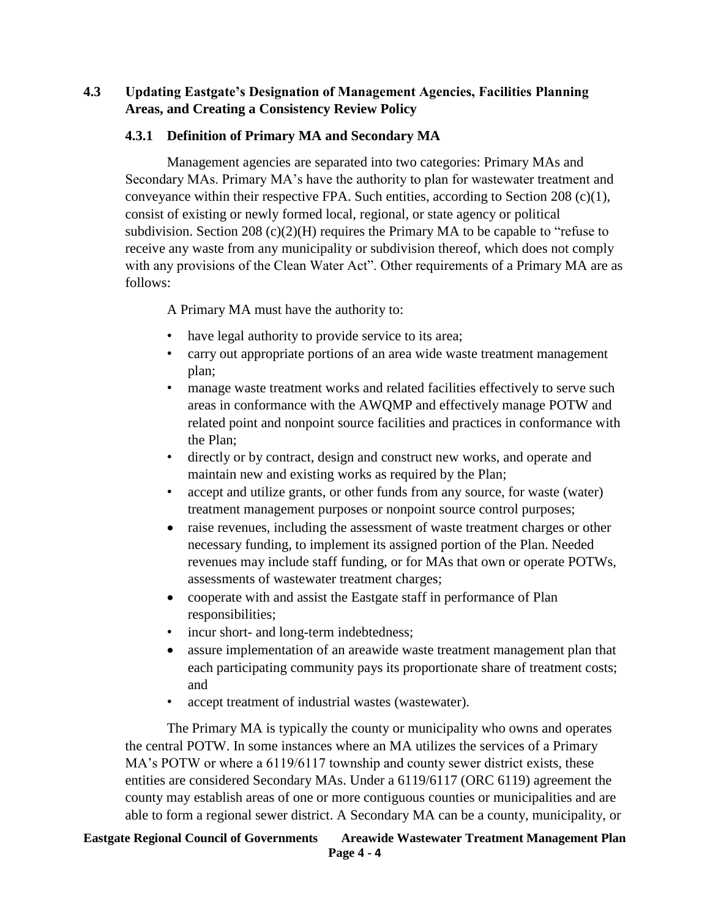## 4.3 Updating Eastgate's Designation of Management Agencies, Facilities Planning Areas, and Creating a Consistency Review Policy

### 4.3.1 Definition of Primary MA and Secondary MA

Management agencies are separated into two categories: Primary MAs and Secondary MAs. Primary MA's have the authority to plan for wastewater treatment and conveyance within their respective FPA. Such entities, according to Section 208 (c)(1), consist of existing or newly formed local, regional, or state agency or political subdivision. Section 208 (c)(2)(H) requires the Primary MA to be capable to "refuse to receive any waste from any municipality or subdivision thereof, which does not comply with any provisions of the Clean Water Act". Other requirements of a Primary MA are as follows:

A Primary MA must have the authority to:

- have legal authority to provide service to its area;
- carry out appropriate portions of an area wide waste treatment management plan;
- manage waste treatment works and related facilities effectively to serve such areas in conformance with the AWQMP and effectively manage POTW and related point and nonpoint source facilities and practices in conformance with the Plan;
- directly or by contract, design and construct new works, and operate and maintain new and existing works as required by the Plan;
- accept and utilize grants, or other funds from any source, for waste (water) treatment management purposes or nonpoint source control purposes;
- raise revenues, including the assessment of waste treatment charges or other necessary funding, to implement its assigned portion of the Plan. Needed revenues may include staff funding, or for MAs that own or operate POTWs, assessments of wastewater treatment charges;
- cooperate with and assist the Eastgate staff in performance of Plan responsibilities;
- incur short- and long-term indebtedness;
- assure implementation of an areawide waste treatment management plan that each participating community pays its proportionate share of treatment costs; and
- accept treatment of industrial wastes (wastewater).

The Primary MA is typically the county or municipality who owns and operates the central POTW. In some instances where an MA utilizes the services of a Primary MA's POTW or where a 6119/6117 township and county sewer district exists, these entities are considered Secondary MAs. Under a 6119/6117 (ORC 6119) agreement the county may establish areas of one or more contiguous counties or municipalities and are able to form a regional sewer district. A Secondary MA can be a county, municipality, or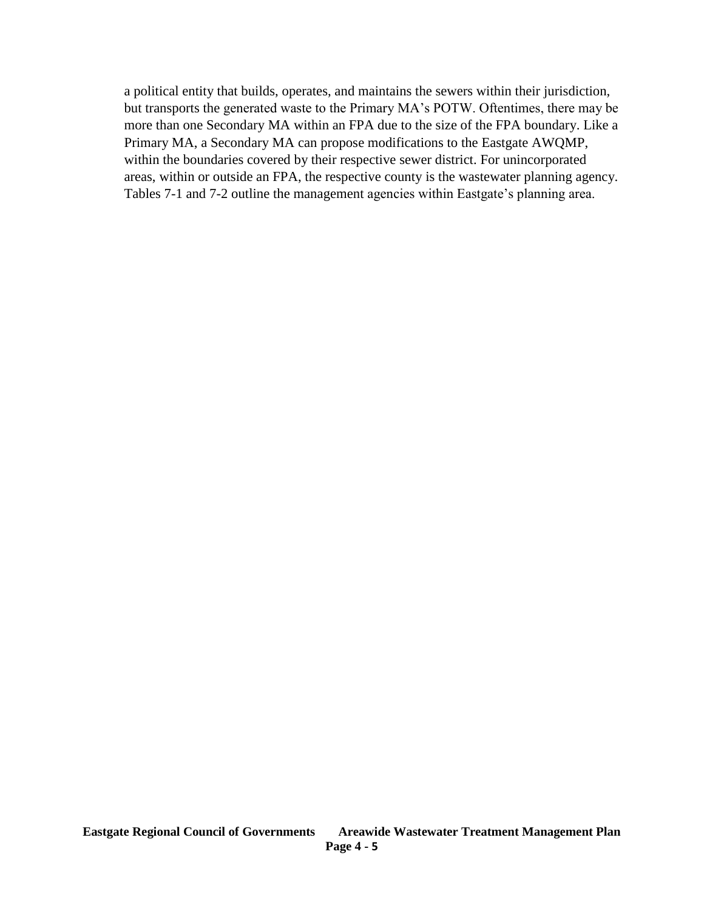a political entity that builds, operates, and maintains the sewers within their jurisdiction, but transports the generated waste to the Primary MA's POTW. Oftentimes, there may be more than one Secondary MA within an FPA due to the size of the FPA boundary. Like a Primary MA, a Secondary MA can propose modifications to the Eastgate AWQMP, within the boundaries covered by their respective sewer district. For unincorporated areas, within or outside an FPA, the respective county is the wastewater planning agency. Tables 7-1 and 7-2 outline the management agencies within Eastgate's planning area.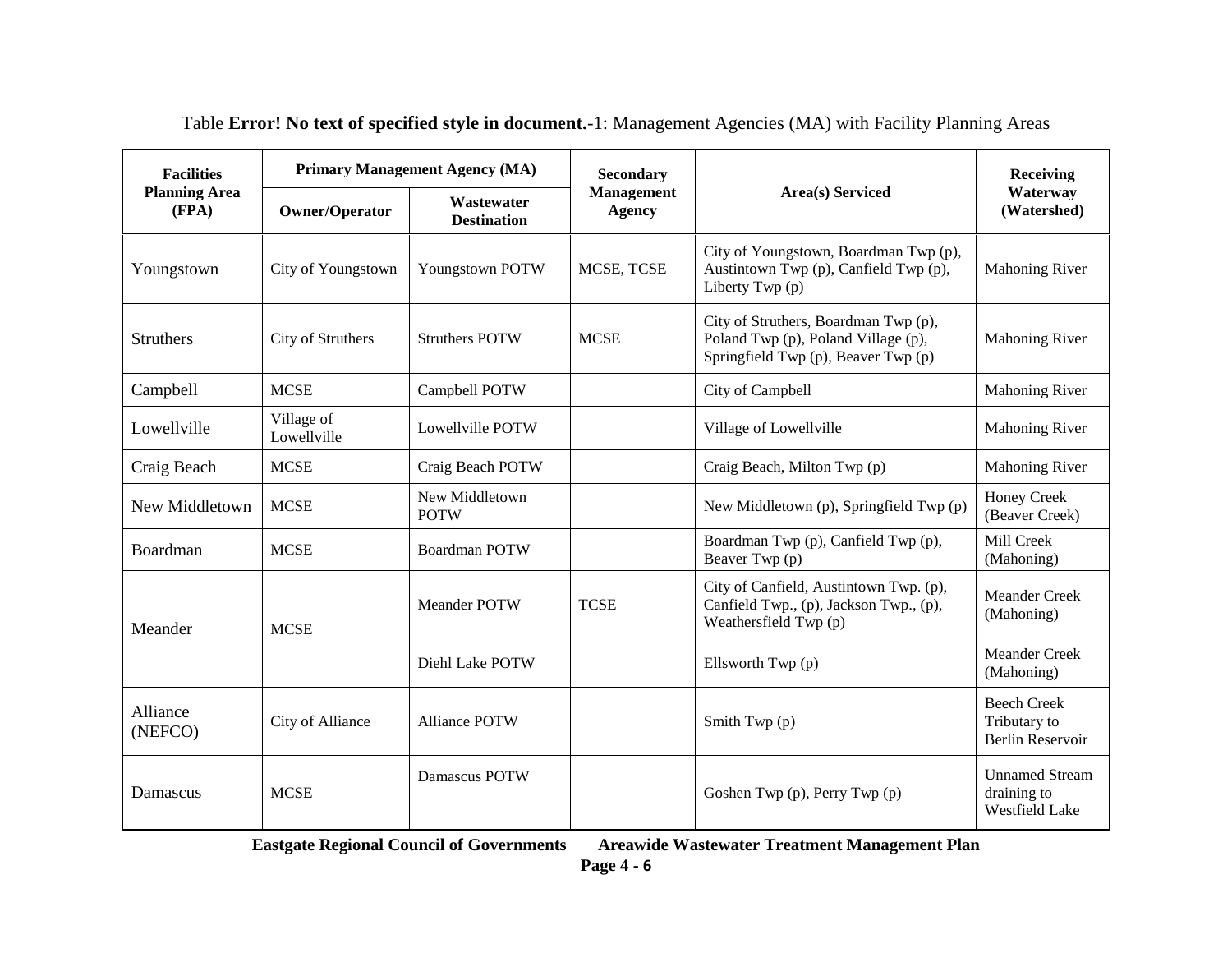Table **Error! No text of specified style in document.**-1: Management Agencies (MA) with Facility Planning Areas

| Facilities Planning Area (FPA) | Primary Management Agency (MA) | | Secondary Management Agency | Area(s) Serviced | Receiving Waterway (Watershed) |
|---|---|---|---|---|---|
| | Owner/Operator | Wastewater Destination | | | |
| Youngstown | City of Youngstown | Youngstown POTW | MCSE, TCSE | City of Youngstown, Boardman Twp (p), Austintown Twp (p), Canfield Twp (p), Liberty Twp (p) | Mahoning River |
| Struthers | City of Struthers | Struthers POTW | MCSE | City of Struthers, Boardman Twp (p), Poland Twp (p), Poland Village (p), Springfield Twp (p), Beaver Twp (p) | Mahoning River |
| Campbell | MCSE | Campbell POTW | | City of Campbell | Mahoning River |
| Lowellville | Village of Lowellville | Lowellville POTW | | Village of Lowellville | Mahoning River |
| Craig Beach | MCSE | Craig Beach POTW | | Craig Beach, Milton Twp (p) | Mahoning River |
| New Middletown | MCSE | New Middletown POTW | | New Middletown (p), Springfield Twp (p) | Honey Creek (Beaver Creek) |
| Boardman | MCSE | Boardman POTW | | Boardman Twp (p), Canfield Twp (p), Beaver Twp (p) | Mill Creek (Mahoning) |
| Meander | MCSE | Meander POTW | TCSE | City of Canfield, Austintown Twp. (p), Canfield Twp., (p), Jackson Twp., (p), Weathersfield Twp (p) | Meander Creek (Mahoning) |
| | | Diehl Lake POTW | | Ellsworth Twp (p) | Meander Creek (Mahoning) |
| Alliance (NEFCO) | City of Alliance | Alliance POTW | | Smith Twp (p) | Beech Creek Tributary to Berlin Reservoir |
| Damascus | MCSE | Damascus POTW | | Goshen Twp (p), Perry Twp (p) | Unnamed Stream draining to Westfield Lake |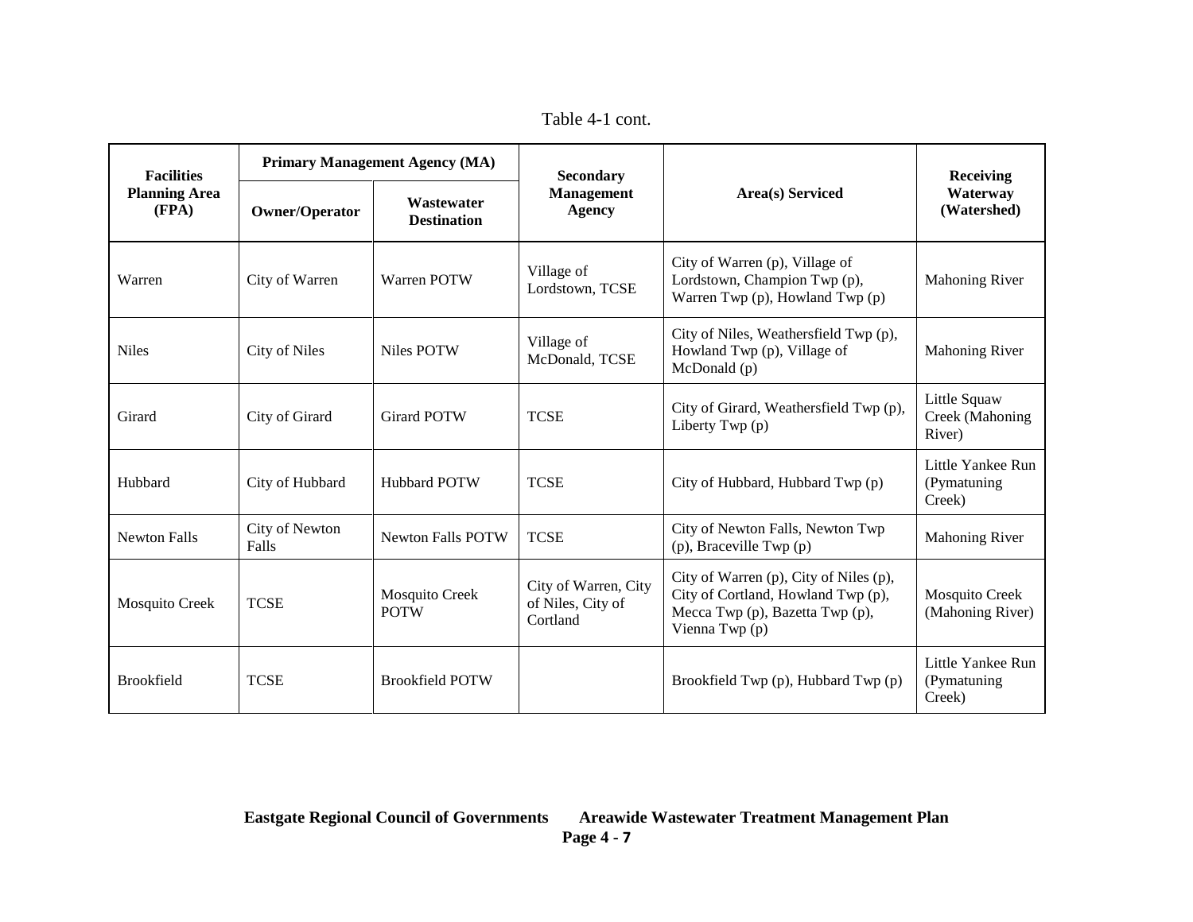Table 4-1 cont.

| Facilities Planning Area (FPA) | Primary Management Agency (MA) | | Secondary Management Agency | Area(s) Serviced | Receiving Waterway (Watershed) |
|---|---|---|---|---|---|
| | Owner/Operator | Wastewater Destination | | | |
| Warren | City of Warren | Warren POTW | Village of Lordstown, TCSE | City of Warren (p), Village of Lordstown, Champion Twp (p), Warren Twp (p), Howland Twp (p) | Mahoning River |
| Niles | City of Niles | Niles POTW | Village of McDonald, TCSE | City of Niles, Weathersfield Twp (p), Howland Twp (p), Village of McDonald (p) | Mahoning River |
| Girard | City of Girard | Girard POTW | TCSE | City of Girard, Weathersfield Twp (p), Liberty Twp (p) | Little Squaw Creek (Mahoning River) |
| Hubbard | City of Hubbard | Hubbard POTW | TCSE | City of Hubbard, Hubbard Twp (p) | Little Yankee Run (Pymatuning Creek) |
| Newton Falls | City of Newton Falls | Newton Falls POTW | TCSE | City of Newton Falls, Newton Twp (p), Braceville Twp (p) | Mahoning River |
| Mosquito Creek | TCSE | Mosquito Creek POTW | City of Warren, City of Niles, City of Cortland | City of Warren (p), City of Niles (p), City of Cortland, Howland Twp (p), Mecca Twp (p), Bazetta Twp (p), Vienna Twp (p) | Mosquito Creek (Mahoning River) |
| Brookfield | TCSE | Brookfield POTW | | Brookfield Twp (p), Hubbard Twp (p) | Little Yankee Run (Pymatuning Creek) |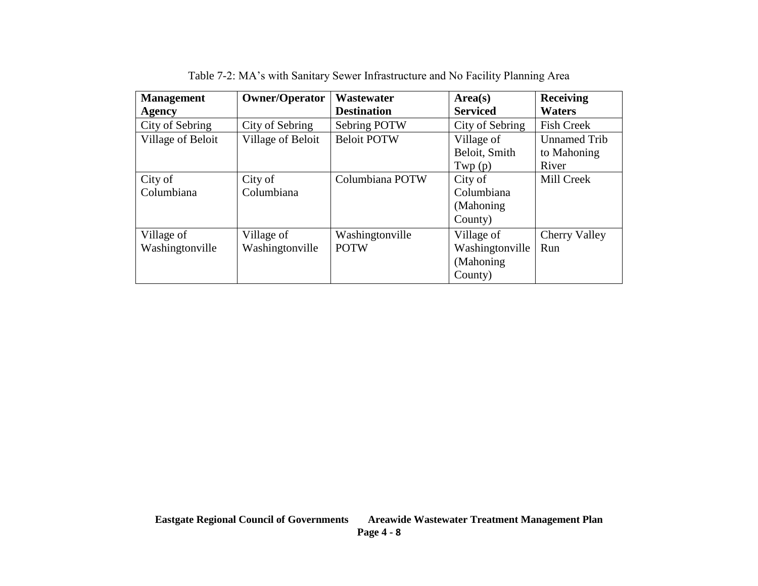Table 7-2: MA's with Sanitary Sewer Infrastructure and No Facility Planning Area

| Management Agency | Owner/Operator | Wastewater Destination | Area(s) Serviced | Receiving Waters |
|---|---|---|---|---|
| City of Sebring | City of Sebring | Sebring POTW | City of Sebring | Fish Creek |
| Village of Beloit | Village of Beloit | Beloit POTW | Village of Beloit, Smith Twp (p) | Unnamed Trib to Mahoning River |
| City of Columbiana | City of Columbiana | Columbiana POTW | City of Columbiana (Mahoning County) | Mill Creek |
| Village of Washingtonville | Village of Washingtonville | Washingtonville POTW | Village of Washingtonville (Mahoning County) | Cherry Valley Run |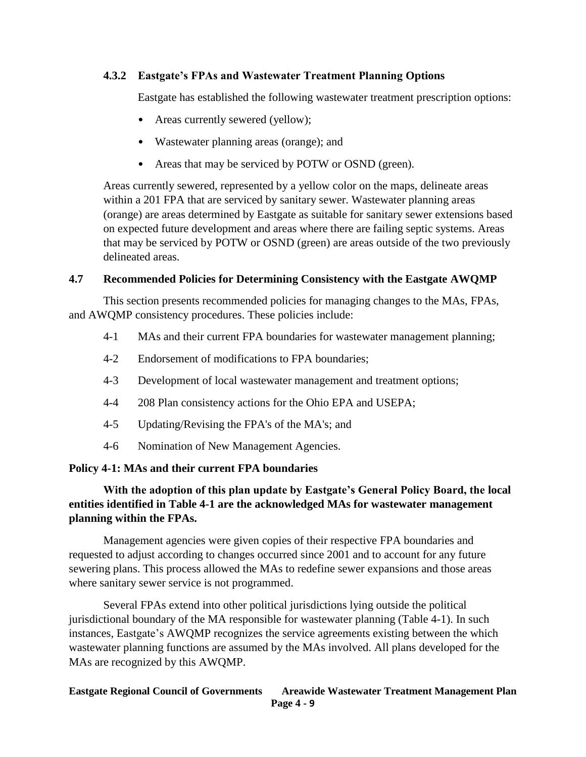### 4.3.2 Eastgate's FPAs and Wastewater Treatment Planning Options

Eastgate has established the following wastewater treatment prescription options:

- Areas currently sewered (yellow);
- Wastewater planning areas (orange); and
- Areas that may be serviced by POTW or OSND (green).

Areas currently sewered, represented by a yellow color on the maps, delineate areas within a 201 FPA that are serviced by sanitary sewer. Wastewater planning areas (orange) are areas determined by Eastgate as suitable for sanitary sewer extensions based on expected future development and areas where there are failing septic systems. Areas that may be serviced by POTW or OSND (green) are areas outside of the two previously delineated areas.

## 4.7 Recommended Policies for Determining Consistency with the Eastgate AWQMP

This section presents recommended policies for managing changes to the MAs, FPAs, and AWQMP consistency procedures. These policies include:

- 4-1 MAs and their current FPA boundaries for wastewater management planning;
- 4-2 Endorsement of modifications to FPA boundaries;
- 4-3 Development of local wastewater management and treatment options;
- 4-4 208 Plan consistency actions for the Ohio EPA and USEPA;
- 4-5 Updating/Revising the FPA's of the MA's; and
- 4-6 Nomination of New Management Agencies.

**Policy 4-1: MAs and their current FPA boundaries**

**With the adoption of this plan update by Eastgate's General Policy Board, the local entities identified in Table 4-1 are the acknowledged MAs for wastewater management planning within the FPAs.**

Management agencies were given copies of their respective FPA boundaries and requested to adjust according to changes occurred since 2001 and to account for any future sewering plans. This process allowed the MAs to redefine sewer expansions and those areas where sanitary sewer service is not programmed.

Several FPAs extend into other political jurisdictions lying outside the political jurisdictional boundary of the MA responsible for wastewater planning (Table 4-1). In such instances, Eastgate's AWQMP recognizes the service agreements existing between the which wastewater planning functions are assumed by the MAs involved. All plans developed for the MAs are recognized by this AWQMP.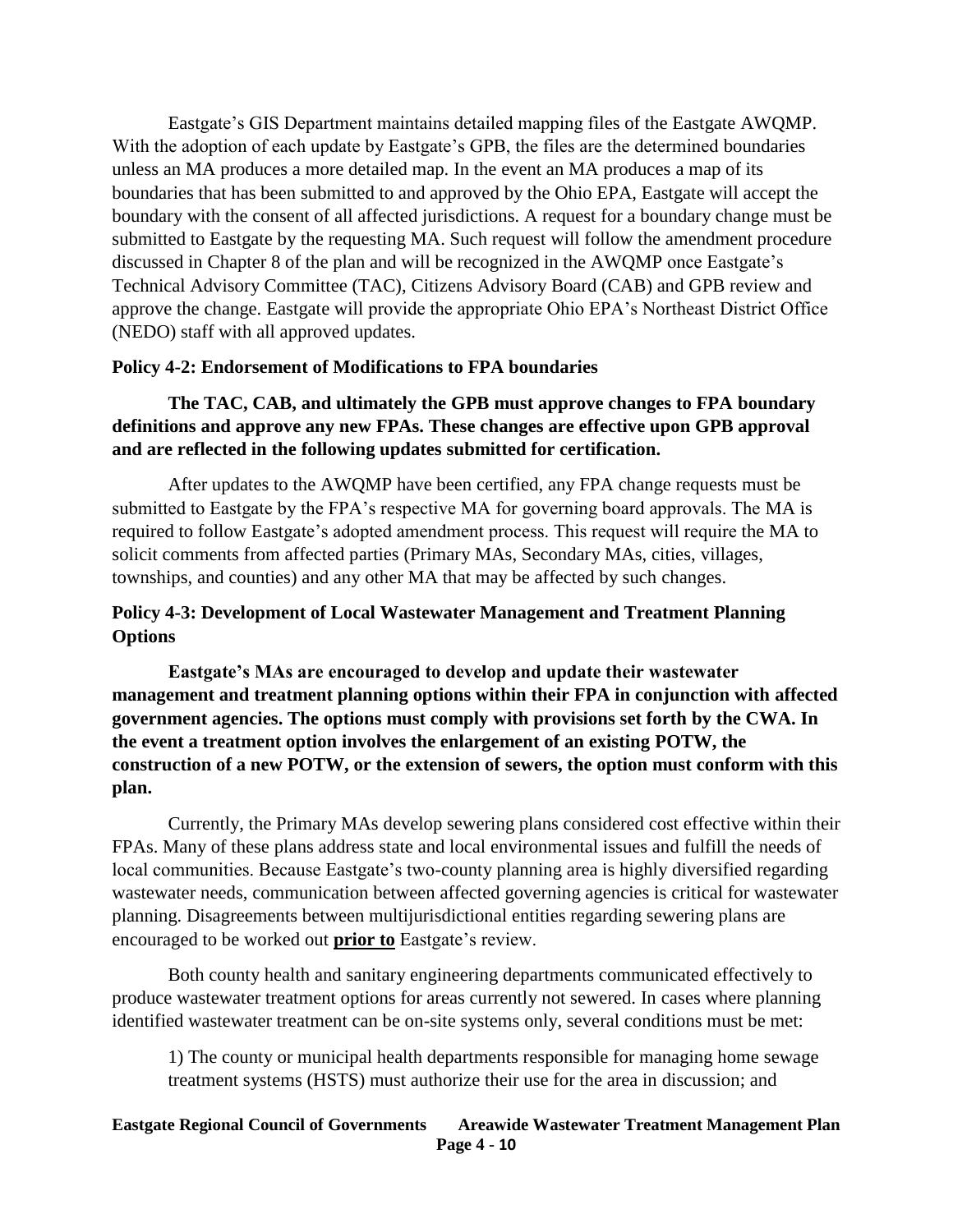Eastgate's GIS Department maintains detailed mapping files of the Eastgate AWQMP. With the adoption of each update by Eastgate's GPB, the files are the determined boundaries unless an MA produces a more detailed map. In the event an MA produces a map of its boundaries that has been submitted to and approved by the Ohio EPA, Eastgate will accept the boundary with the consent of all affected jurisdictions. A request for a boundary change must be submitted to Eastgate by the requesting MA. Such request will follow the amendment procedure discussed in Chapter 8 of the plan and will be recognized in the AWQMP once Eastgate's Technical Advisory Committee (TAC), Citizens Advisory Board (CAB) and GPB review and approve the change. Eastgate will provide the appropriate Ohio EPA's Northeast District Office (NEDO) staff with all approved updates.

#### Policy 4-2: Endorsement of Modifications to FPA boundaries

**The TAC, CAB, and ultimately the GPB must approve changes to FPA boundary definitions and approve any new FPAs. These changes are effective upon GPB approval and are reflected in the following updates submitted for certification.**

After updates to the AWQMP have been certified, any FPA change requests must be submitted to Eastgate by the FPA's respective MA for governing board approvals. The MA is required to follow Eastgate's adopted amendment process. This request will require the MA to solicit comments from affected parties (Primary MAs, Secondary MAs, cities, villages, townships, and counties) and any other MA that may be affected by such changes.

#### Policy 4-3: Development of Local Wastewater Management and Treatment Planning Options

**Eastgate's MAs are encouraged to develop and update their wastewater management and treatment planning options within their FPA in conjunction with affected government agencies. The options must comply with provisions set forth by the CWA. In the event a treatment option involves the enlargement of an existing POTW, the construction of a new POTW, or the extension of sewers, the option must conform with this plan.**

Currently, the Primary MAs develop sewering plans considered cost effective within their FPAs. Many of these plans address state and local environmental issues and fulfill the needs of local communities. Because Eastgate's two-county planning area is highly diversified regarding wastewater needs, communication between affected governing agencies is critical for wastewater planning. Disagreements between multijurisdictional entities regarding sewering plans are encouraged to be worked out **prior to** Eastgate's review.

Both county health and sanitary engineering departments communicated effectively to produce wastewater treatment options for areas currently not sewered. In cases where planning identified wastewater treatment can be on-site systems only, several conditions must be met:

1) The county or municipal health departments responsible for managing home sewage treatment systems (HSTS) must authorize their use for the area in discussion; and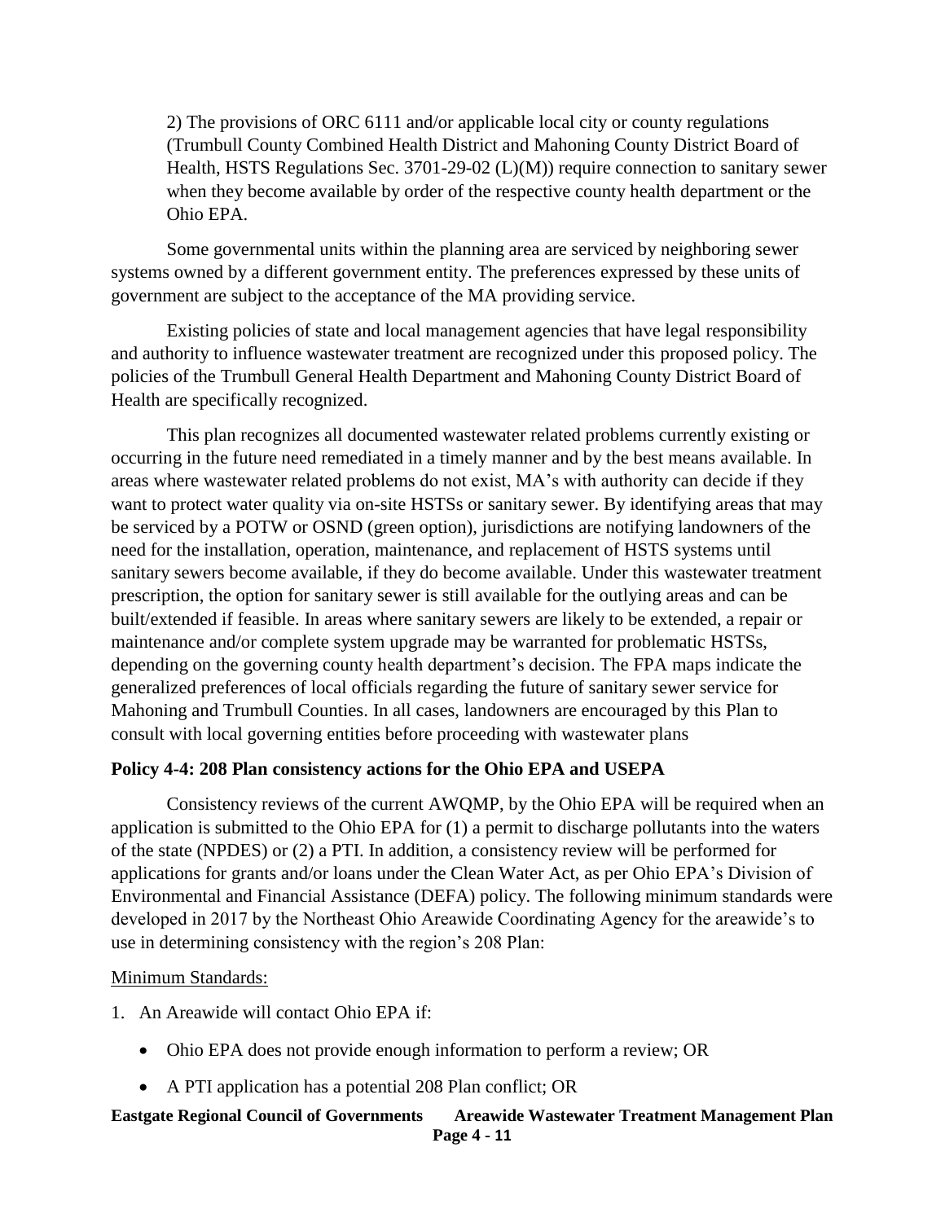2) The provisions of ORC 6111 and/or applicable local city or county regulations (Trumbull County Combined Health District and Mahoning County District Board of Health, HSTS Regulations Sec. 3701-29-02 (L)(M)) require connection to sanitary sewer when they become available by order of the respective county health department or the Ohio EPA.

Some governmental units within the planning area are serviced by neighboring sewer systems owned by a different government entity. The preferences expressed by these units of government are subject to the acceptance of the MA providing service.

Existing policies of state and local management agencies that have legal responsibility and authority to influence wastewater treatment are recognized under this proposed policy. The policies of the Trumbull General Health Department and Mahoning County District Board of Health are specifically recognized.

This plan recognizes all documented wastewater related problems currently existing or occurring in the future need remediated in a timely manner and by the best means available. In areas where wastewater related problems do not exist, MA's with authority can decide if they want to protect water quality via on-site HSTSs or sanitary sewer. By identifying areas that may be serviced by a POTW or OSND (green option), jurisdictions are notifying landowners of the need for the installation, operation, maintenance, and replacement of HSTS systems until sanitary sewers become available, if they do become available. Under this wastewater treatment prescription, the option for sanitary sewer is still available for the outlying areas and can be built/extended if feasible. In areas where sanitary sewers are likely to be extended, a repair or maintenance and/or complete system upgrade may be warranted for problematic HSTSs, depending on the governing county health department's decision. The FPA maps indicate the generalized preferences of local officials regarding the future of sanitary sewer service for Mahoning and Trumbull Counties. In all cases, landowners are encouraged by this Plan to consult with local governing entities before proceeding with wastewater plans

**Policy 4-4: 208 Plan consistency actions for the Ohio EPA and USEPA**

Consistency reviews of the current AWQMP, by the Ohio EPA will be required when an application is submitted to the Ohio EPA for (1) a permit to discharge pollutants into the waters of the state (NPDES) or (2) a PTI. In addition, a consistency review will be performed for applications for grants and/or loans under the Clean Water Act, as per Ohio EPA's Division of Environmental and Financial Assistance (DEFA) policy. The following minimum standards were developed in 2017 by the Northeast Ohio Areawide Coordinating Agency for the areawide's to use in determining consistency with the region's 208 Plan:

<u>Minimum Standards:</u>

1. An Areawide will contact Ohio EPA if:
   - Ohio EPA does not provide enough information to perform a review; OR
   - A PTI application has a potential 208 Plan conflict; OR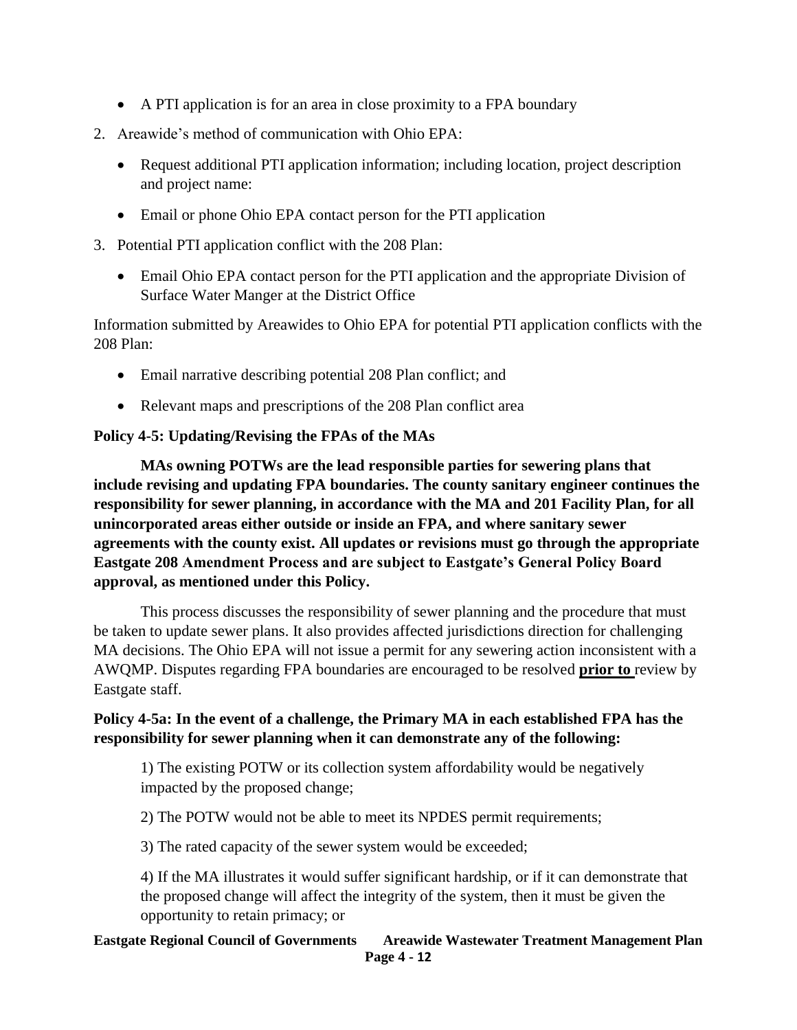- A PTI application is for an area in close proximity to a FPA boundary

2. Areawide's method of communication with Ohio EPA:
   - Request additional PTI application information; including location, project description and project name:
   - Email or phone Ohio EPA contact person for the PTI application
3. Potential PTI application conflict with the 208 Plan:
   - Email Ohio EPA contact person for the PTI application and the appropriate Division of Surface Water Manger at the District Office

Information submitted by Areawides to Ohio EPA for potential PTI application conflicts with the 208 Plan:

- Email narrative describing potential 208 Plan conflict; and
- Relevant maps and prescriptions of the 208 Plan conflict area

**Policy 4-5: Updating/Revising the FPAs of the MAs**

**MAs owning POTWs are the lead responsible parties for sewering plans that include revising and updating FPA boundaries. The county sanitary engineer continues the responsibility for sewer planning, in accordance with the MA and 201 Facility Plan, for all unincorporated areas either outside or inside an FPA, and where sanitary sewer agreements with the county exist. All updates or revisions must go through the appropriate Eastgate 208 Amendment Process and are subject to Eastgate's General Policy Board approval, as mentioned under this Policy.**

This process discusses the responsibility of sewer planning and the procedure that must be taken to update sewer plans. It also provides affected jurisdictions direction for challenging MA decisions. The Ohio EPA will not issue a permit for any sewering action inconsistent with a AWQMP. Disputes regarding FPA boundaries are encouraged to be resolved **prior to** review by Eastgate staff.

**Policy 4-5a: In the event of a challenge, the Primary MA in each established FPA has the responsibility for sewer planning when it can demonstrate any of the following:**

1) The existing POTW or its collection system affordability would be negatively impacted by the proposed change;

2) The POTW would not be able to meet its NPDES permit requirements;

3) The rated capacity of the sewer system would be exceeded;

4) If the MA illustrates it would suffer significant hardship, or if it can demonstrate that the proposed change will affect the integrity of the system, then it must be given the opportunity to retain primacy; or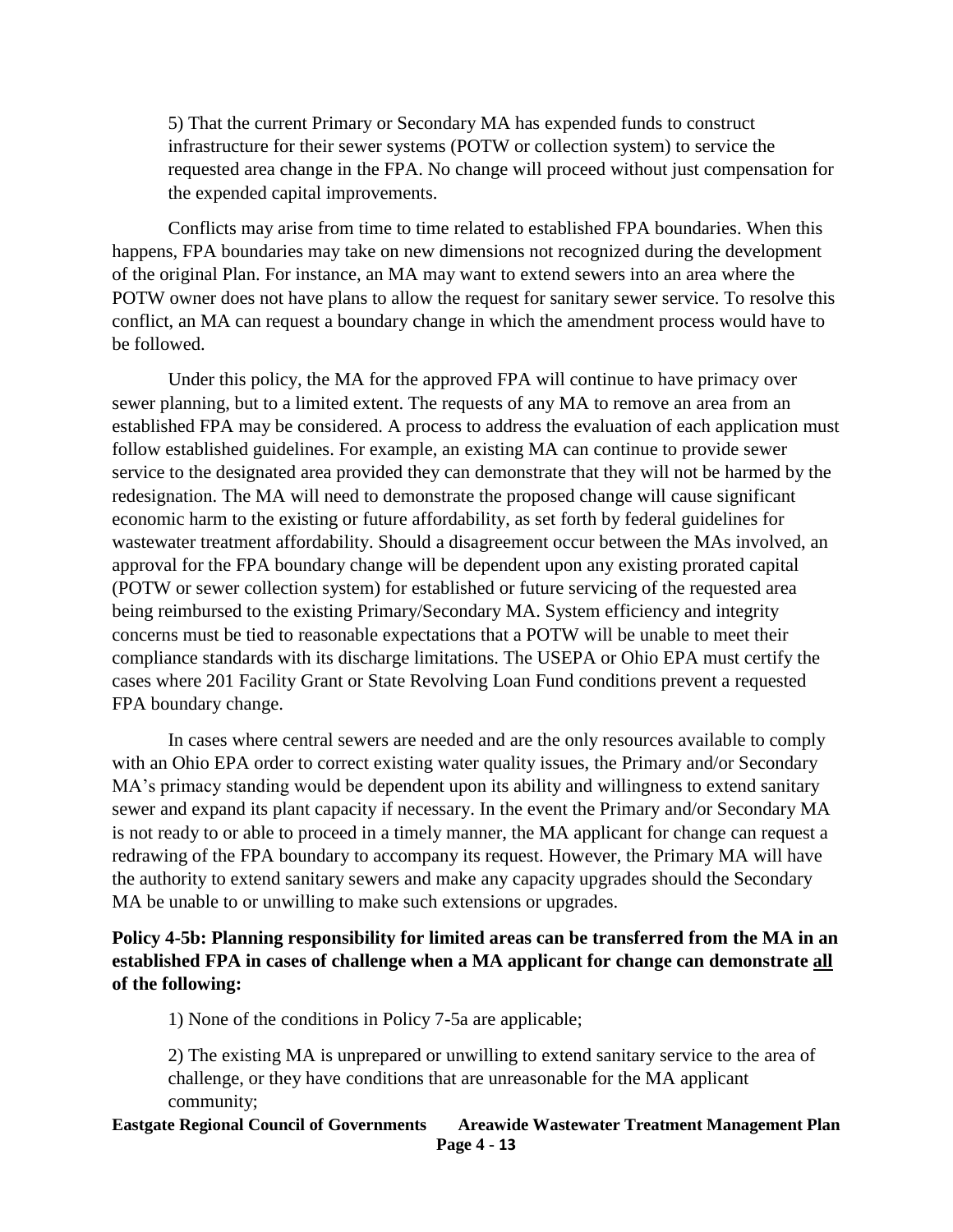5) That the current Primary or Secondary MA has expended funds to construct infrastructure for their sewer systems (POTW or collection system) to service the requested area change in the FPA. No change will proceed without just compensation for the expended capital improvements.

Conflicts may arise from time to time related to established FPA boundaries. When this happens, FPA boundaries may take on new dimensions not recognized during the development of the original Plan. For instance, an MA may want to extend sewers into an area where the POTW owner does not have plans to allow the request for sanitary sewer service. To resolve this conflict, an MA can request a boundary change in which the amendment process would have to be followed.

Under this policy, the MA for the approved FPA will continue to have primacy over sewer planning, but to a limited extent. The requests of any MA to remove an area from an established FPA may be considered. A process to address the evaluation of each application must follow established guidelines. For example, an existing MA can continue to provide sewer service to the designated area provided they can demonstrate that they will not be harmed by the redesignation. The MA will need to demonstrate the proposed change will cause significant economic harm to the existing or future affordability, as set forth by federal guidelines for wastewater treatment affordability. Should a disagreement occur between the MAs involved, an approval for the FPA boundary change will be dependent upon any existing prorated capital (POTW or sewer collection system) for established or future servicing of the requested area being reimbursed to the existing Primary/Secondary MA. System efficiency and integrity concerns must be tied to reasonable expectations that a POTW will be unable to meet their compliance standards with its discharge limitations. The USEPA or Ohio EPA must certify the cases where 201 Facility Grant or State Revolving Loan Fund conditions prevent a requested FPA boundary change.

In cases where central sewers are needed and are the only resources available to comply with an Ohio EPA order to correct existing water quality issues, the Primary and/or Secondary MA's primacy standing would be dependent upon its ability and willingness to extend sanitary sewer and expand its plant capacity if necessary. In the event the Primary and/or Secondary MA is not ready to or able to proceed in a timely manner, the MA applicant for change can request a redrawing of the FPA boundary to accompany its request. However, the Primary MA will have the authority to extend sanitary sewers and make any capacity upgrades should the Secondary MA be unable to or unwilling to make such extensions or upgrades.

**Policy 4-5b: Planning responsibility for limited areas can be transferred from the MA in an established FPA in cases of challenge when a MA applicant for change can demonstrate <u>all</u> of the following:**

1) None of the conditions in Policy 7-5a are applicable;

2) The existing MA is unprepared or unwilling to extend sanitary service to the area of challenge, or they have conditions that are unreasonable for the MA applicant community;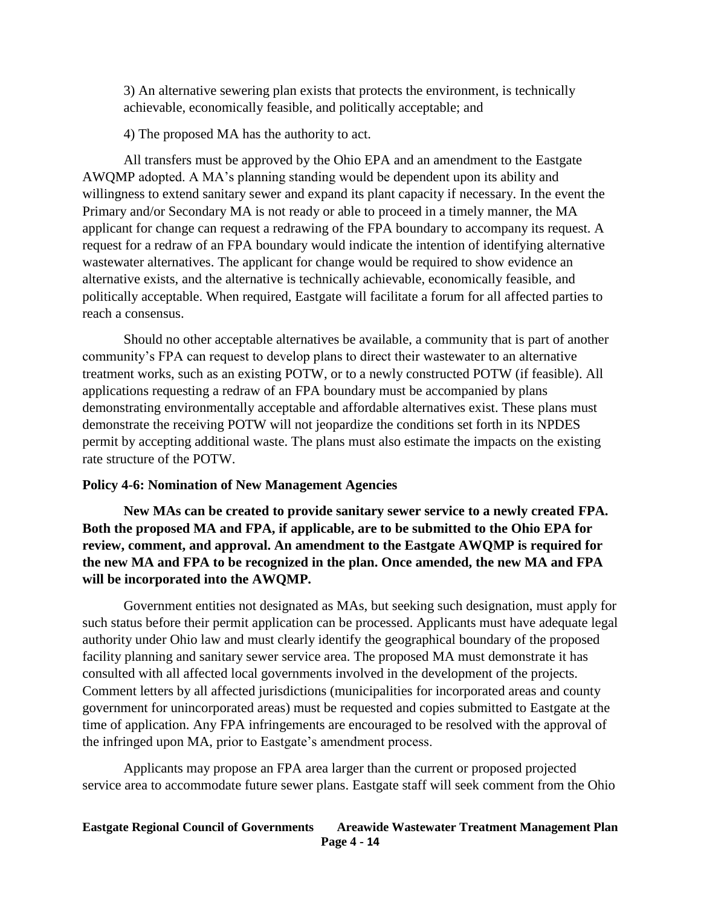3) An alternative sewering plan exists that protects the environment, is technically achievable, economically feasible, and politically acceptable; and

4) The proposed MA has the authority to act.

All transfers must be approved by the Ohio EPA and an amendment to the Eastgate AWQMP adopted. A MA's planning standing would be dependent upon its ability and willingness to extend sanitary sewer and expand its plant capacity if necessary. In the event the Primary and/or Secondary MA is not ready or able to proceed in a timely manner, the MA applicant for change can request a redrawing of the FPA boundary to accompany its request. A request for a redraw of an FPA boundary would indicate the intention of identifying alternative wastewater alternatives. The applicant for change would be required to show evidence an alternative exists, and the alternative is technically achievable, economically feasible, and politically acceptable. When required, Eastgate will facilitate a forum for all affected parties to reach a consensus.

Should no other acceptable alternatives be available, a community that is part of another community's FPA can request to develop plans to direct their wastewater to an alternative treatment works, such as an existing POTW, or to a newly constructed POTW (if feasible). All applications requesting a redraw of an FPA boundary must be accompanied by plans demonstrating environmentally acceptable and affordable alternatives exist. These plans must demonstrate the receiving POTW will not jeopardize the conditions set forth in its NPDES permit by accepting additional waste. The plans must also estimate the impacts on the existing rate structure of the POTW.

**Policy 4-6: Nomination of New Management Agencies**

**New MAs can be created to provide sanitary sewer service to a newly created FPA. Both the proposed MA and FPA, if applicable, are to be submitted to the Ohio EPA for review, comment, and approval. An amendment to the Eastgate AWQMP is required for the new MA and FPA to be recognized in the plan. Once amended, the new MA and FPA will be incorporated into the AWQMP.**

Government entities not designated as MAs, but seeking such designation, must apply for such status before their permit application can be processed. Applicants must have adequate legal authority under Ohio law and must clearly identify the geographical boundary of the proposed facility planning and sanitary sewer service area. The proposed MA must demonstrate it has consulted with all affected local governments involved in the development of the projects. Comment letters by all affected jurisdictions (municipalities for incorporated areas and county government for unincorporated areas) must be requested and copies submitted to Eastgate at the time of application. Any FPA infringements are encouraged to be resolved with the approval of the infringed upon MA, prior to Eastgate's amendment process.

Applicants may propose an FPA area larger than the current or proposed projected service area to accommodate future sewer plans. Eastgate staff will seek comment from the Ohio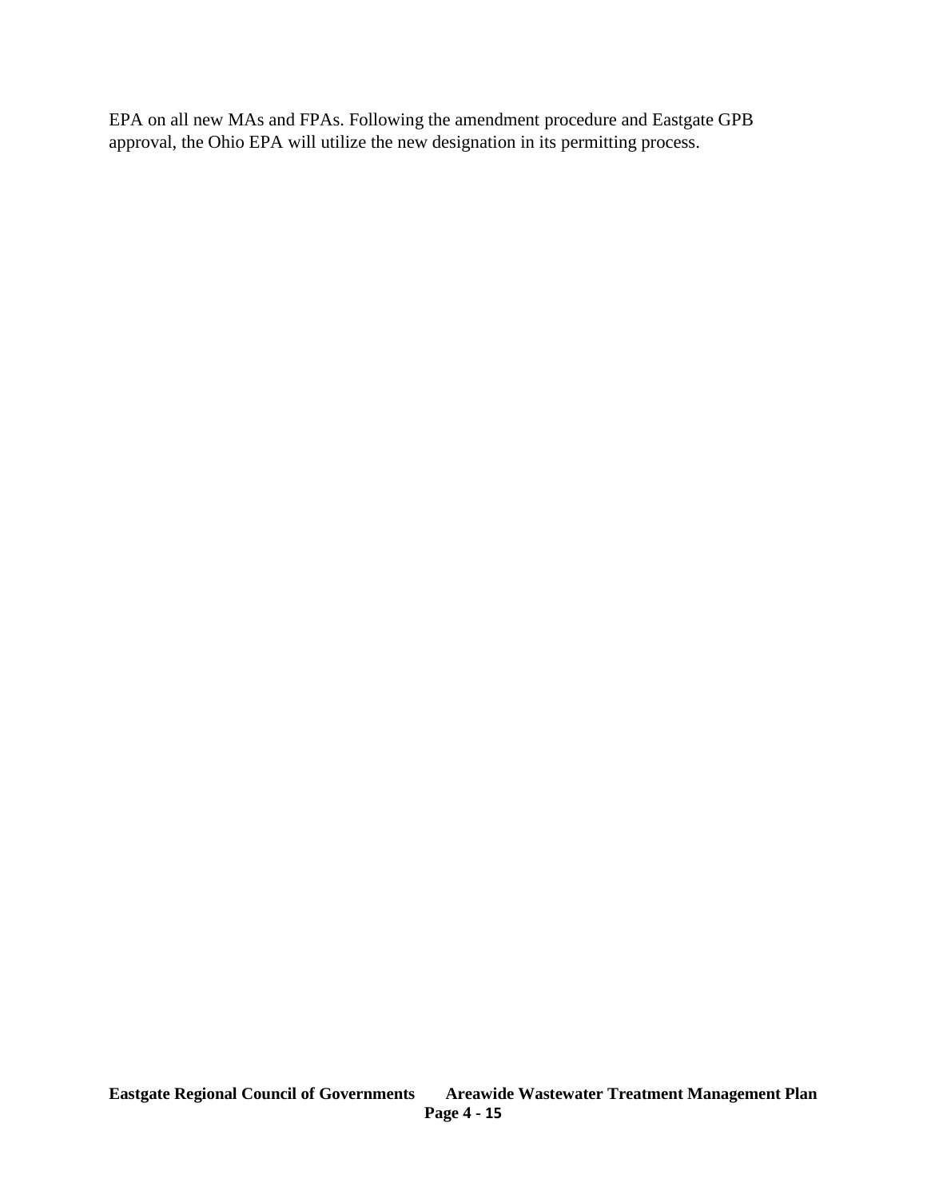EPA on all new MAs and FPAs. Following the amendment procedure and Eastgate GPB approval, the Ohio EPA will utilize the new designation in its permitting process.